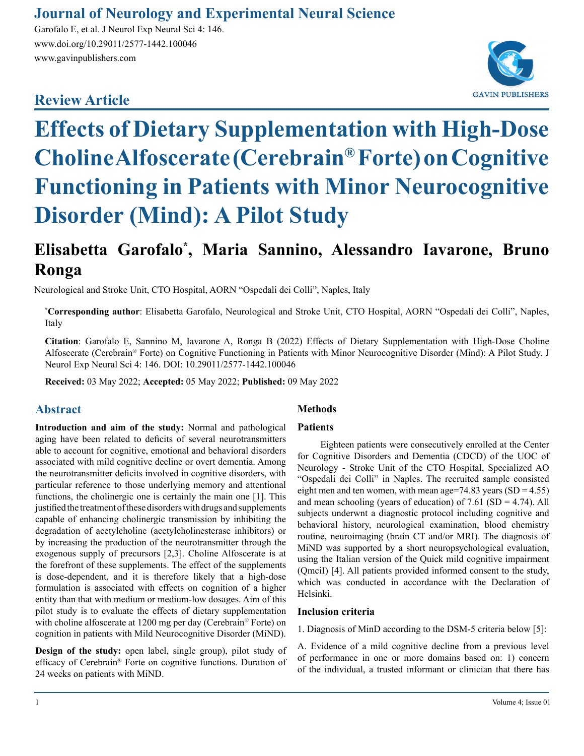Review Article

# Effects of Dietary Supplementation with High-Dose Choline Alfoscerate (Cerebrain® Forte) on Cognitive Functioning in Patients with Minor Neurocognitive Disorder (Mind): A Pilot Study

**Elisabetta Garofalo*, Maria Sannino, Alessandro Iavarone, Bruno Ronga**

Neurological and Stroke Unit, CTO Hospital, AORN "Ospedali dei Colli", Naples, Italy

***Corresponding author**: Elisabetta Garofalo, Neurological and Stroke Unit, CTO Hospital, AORN "Ospedali dei Colli", Naples, Italy

**Citation**: Garofalo E, Sannino M, Iavarone A, Ronga B (2022) Effects of Dietary Supplementation with High-Dose Choline Alfoscerate (Cerebrain® Forte) on Cognitive Functioning in Patients with Minor Neurocognitive Disorder (Mind): A Pilot Study. J Neurol Exp Neural Sci 4: 146. DOI: 10.29011/2577-1442.100046

**Received:** 03 May 2022; **Accepted:** 05 May 2022; **Published:** 09 May 2022

## Abstract

**Introduction and aim of the study:** Normal and pathological aging have been related to deficits of several neurotransmitters able to account for cognitive, emotional and behavioral disorders associated with mild cognitive decline or overt dementia. Among the neurotransmitter deficits involved in cognitive disorders, with particular reference to those underlying memory and attentional functions, the cholinergic one is certainly the main one [1]. This justified the treatment of these disorders with drugs and supplements capable of enhancing cholinergic transmission by inhibiting the degradation of acetylcholine (acetylcholinesterase inhibitors) or by increasing the production of the neurotransmitter through the exogenous supply of precursors [2,3]. Choline Alfoscerate is at the forefront of these supplements. The effect of the supplements is dose-dependent, and it is therefore likely that a high-dose formulation is associated with effects on cognition of a higher entity than that with medium or medium-low dosages. Aim of this pilot study is to evaluate the effects of dietary supplementation with choline alfoscerate at 1200 mg per day (Cerebrain® Forte) on cognition in patients with Mild Neurocognitive Disorder (MiND).

**Design of the study:** open label, single group), pilot study of efficacy of Cerebrain® Forte on cognitive functions. Duration of 24 weeks on patients with MiND.

### Methods

#### Patients

Eighteen patients were consecutively enrolled at the Center for Cognitive Disorders and Dementia (CDCD) of the UOC of Neurology - Stroke Unit of the CTO Hospital, Specialized AO "Ospedali dei Colli" in Naples. The recruited sample consisted eight men and ten women, with mean age=74.83 years (SD = 4.55) and mean schooling (years of education) of 7.61 (SD = 4.74). All subjects underwnt a diagnostic protocol including cognitive and behavioral history, neurological examination, blood chemistry routine, neuroimaging (brain CT and/or MRI). The diagnosis of MiND was supported by a short neuropsychological evaluation, using the Italian version of the Quick mild cognitive impairment (QmciI) [4]. All patients provided informed consent to the study, which was conducted in accordance with the Declaration of Helsinki.

#### Inclusion criteria

1. Diagnosis of MinD according to the DSM-5 criteria below [5]:

A. Evidence of a mild cognitive decline from a previous level of performance in one or more domains based on: 1) concern of the individual, a trusted informant or clinician that there has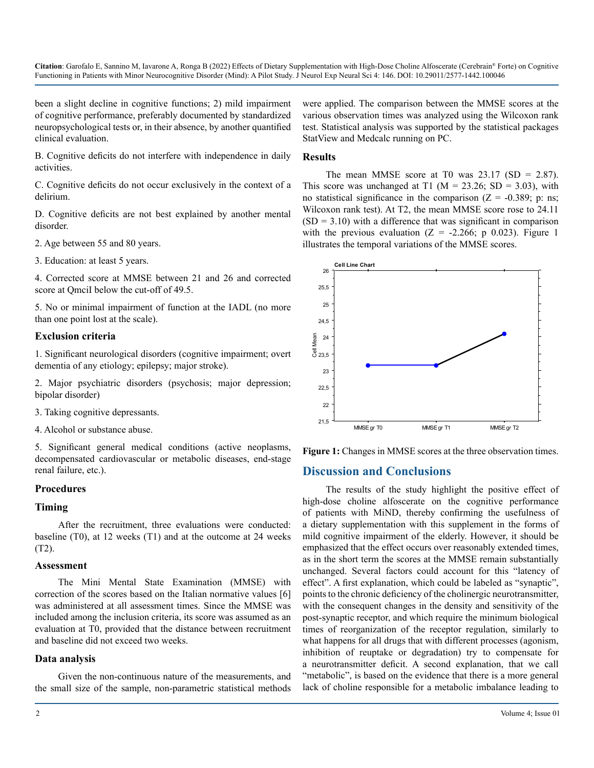been a slight decline in cognitive functions; 2) mild impairment of cognitive performance, preferably documented by standardized neuropsychological tests or, in their absence, by another quantified clinical evaluation.

B. Cognitive deficits do not interfere with independence in daily activities.

C. Cognitive deficits do not occur exclusively in the context of a delirium.

D. Cognitive deficits are not best explained by another mental disorder.

2. Age between 55 and 80 years.

3. Education: at least 5 years.

4. Corrected score at MMSE between 21 and 26 and corrected score at QmciI below the cut-off of 49.5.

5. No or minimal impairment of function at the IADL (no more than one point lost at the scale).

### Exclusion criteria

1. Significant neurological disorders (cognitive impairment; overt dementia of any etiology; epilepsy; major stroke).

2. Major psychiatric disorders (psychosis; major depression; bipolar disorder)

3. Taking cognitive depressants.

4. Alcohol or substance abuse.

5. Significant general medical conditions (active neoplasms, decompensated cardiovascular or metabolic diseases, end-stage renal failure, etc.).

### Procedures

### Timing

After the recruitment, three evaluations were conducted: baseline (T0), at 12 weeks (T1) and at the outcome at 24 weeks (T2).

### Assessment

The Mini Mental State Examination (MMSE) with correction of the scores based on the Italian normative values [6] was administered at all assessment times. Since the MMSE was included among the inclusion criteria, its score was assumed as an evaluation at T0, provided that the distance between recruitment and baseline did not exceed two weeks.

### Data analysis

Given the non-continuous nature of the measurements, and the small size of the sample, non-parametric statistical methods were applied. The comparison between the MMSE scores at the various observation times was analyzed using the Wilcoxon rank test. Statistical analysis was supported by the statistical packages StatView and Medcalc running on PC.

### Results

The mean MMSE score at T0 was 23.17 (SD = 2.87). This score was unchanged at T1 (M = 23.26; SD = 3.03), with no statistical significance in the comparison (Z = -0.389; p: ns; Wilcoxon rank test). At T2, the mean MMSE score rose to 24.11 (SD = 3.10) with a difference that was significant in comparison with the previous evaluation (Z = -2.266; p 0.023). Figure 1 illustrates the temporal variations of the MMSE scores.

**Figure 1:** Changes in MMSE scores at the three observation times.

## Discussion and Conclusions

The results of the study highlight the positive effect of high-dose choline alfoscerate on the cognitive performance of patients with MiND, thereby confirming the usefulness of a dietary supplementation with this supplement in the forms of mild cognitive impairment of the elderly. However, it should be emphasized that the effect occurs over reasonably extended times, as in the short term the scores at the MMSE remain substantially unchanged. Several factors could account for this "latency of effect". A first explanation, which could be labeled as "synaptic", points to the chronic deficiency of the cholinergic neurotransmitter, with the consequent changes in the density and sensitivity of the post-synaptic receptor, and which require the minimum biological times of reorganization of the receptor regulation, similarly to what happens for all drugs that with different processes (agonism, inhibition of reuptake or degradation) try to compensate for a neurotransmitter deficit. A second explanation, that we call "metabolic", is based on the evidence that there is a more general lack of choline responsible for a metabolic imbalance leading to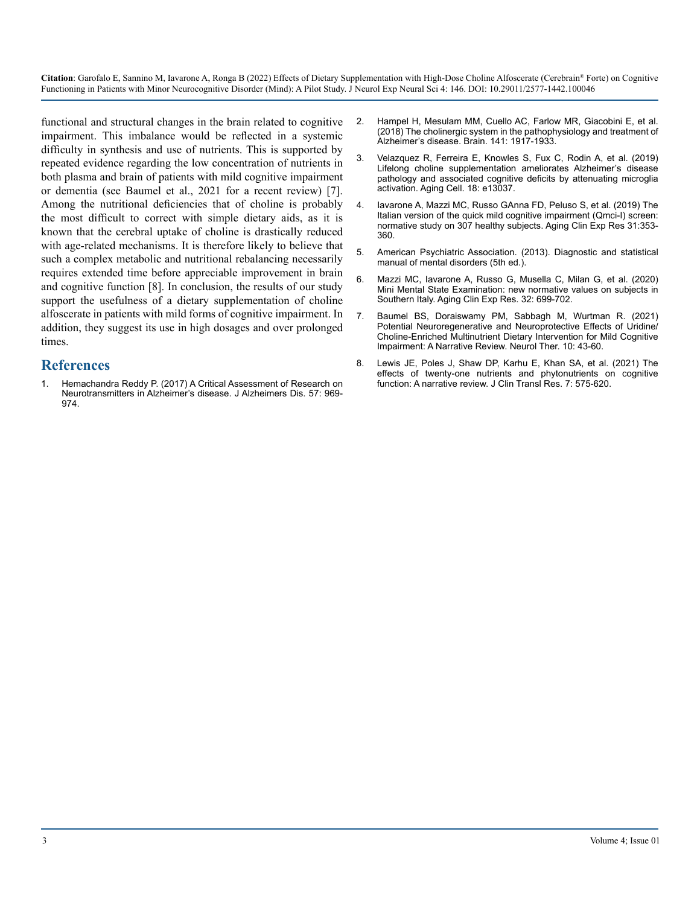functional and structural changes in the brain related to cognitive impairment. This imbalance would be reflected in a systemic difficulty in synthesis and use of nutrients. This is supported by repeated evidence regarding the low concentration of nutrients in both plasma and brain of patients with mild cognitive impairment or dementia (see Baumel et al., 2021 for a recent review) [7]. Among the nutritional deficiencies that of choline is probably the most difficult to correct with simple dietary aids, as it is known that the cerebral uptake of choline is drastically reduced with age-related mechanisms. It is therefore likely to believe that such a complex metabolic and nutritional rebalancing necessarily requires extended time before appreciable improvement in brain and cognitive function [8]. In conclusion, the results of our study support the usefulness of a dietary supplementation of choline alfoscerate in patients with mild forms of cognitive impairment. In addition, they suggest its use in high dosages and over prolonged times.

## References

1. Hemachandra Reddy P. (2017) A Critical Assessment of Research on Neurotransmitters in Alzheimer's disease. J Alzheimers Dis. 57: 969-974.
2. Hampel H, Mesulam MM, Cuello AC, Farlow MR, Giacobini E, et al. (2018) The cholinergic system in the pathophysiology and treatment of Alzheimer's disease. Brain. 141: 1917-1933.
3. Velazquez R, Ferreira E, Knowles S, Fux C, Rodin A, et al. (2019) Lifelong choline supplementation ameliorates Alzheimer's disease pathology and associated cognitive deficits by attenuating microglia activation. Aging Cell. 18: e13037.
4. Iavarone A, Mazzi MC, Russo GAnna FD, Peluso S, et al. (2019) The Italian version of the quick mild cognitive impairment (Qmci-I) screen: normative study on 307 healthy subjects. Aging Clin Exp Res 31:353-360.
5. American Psychiatric Association. (2013). Diagnostic and statistical manual of mental disorders (5th ed.).
6. Mazzi MC, Iavarone A, Russo G, Musella C, Milan G, et al. (2020) Mini Mental State Examination: new normative values on subjects in Southern Italy. Aging Clin Exp Res. 32: 699-702.
7. Baumel BS, Doraiswamy PM, Sabbagh M, Wurtman R. (2021) Potential Neuroregenerative and Neuroprotective Effects of Uridine/Choline-Enriched Multinutrient Dietary Intervention for Mild Cognitive Impairment: A Narrative Review. Neurol Ther. 10: 43-60.
8. Lewis JE, Poles J, Shaw DP, Karhu E, Khan SA, et al. (2021) The effects of twenty-one nutrients and phytonutrients on cognitive function: A narrative review. J Clin Transl Res. 7: 575-620.